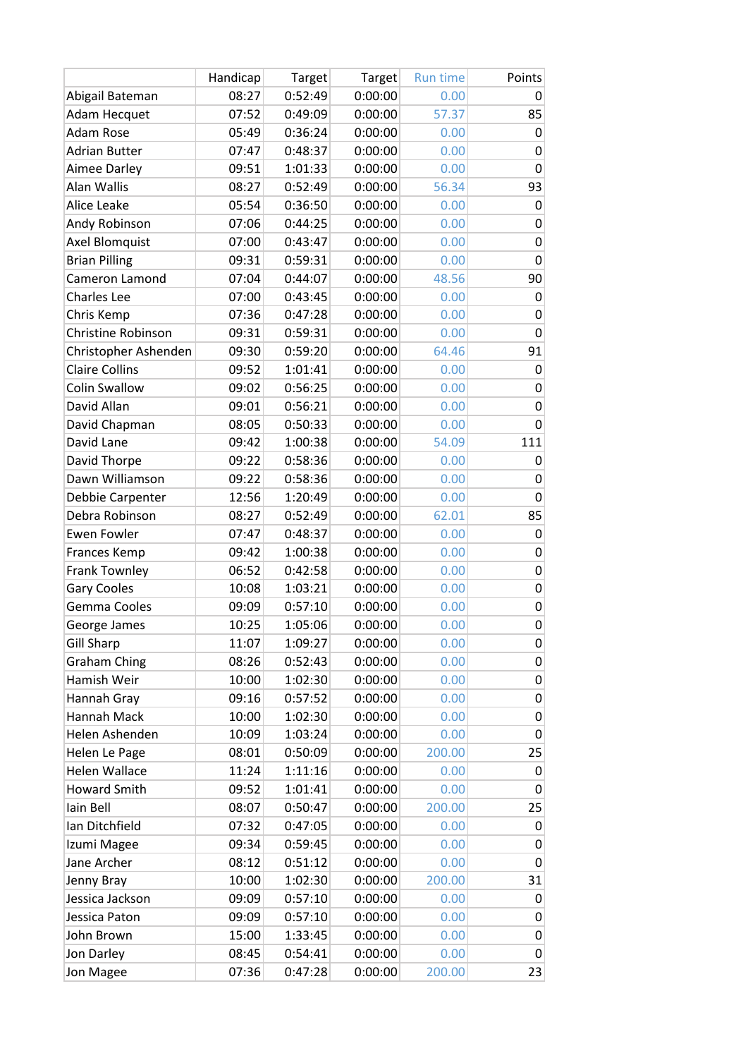| | Handicap | Target | Target | Run time | Points |
|---|---|---|---|---|---|
| Abigail Bateman | 08:27 | 0:52:49 | 0:00:00 | 0.00 | 0 |
| Adam Hecquet | 07:52 | 0:49:09 | 0:00:00 | 57.37 | 85 |
| Adam Rose | 05:49 | 0:36:24 | 0:00:00 | 0.00 | 0 |
| Adrian Butter | 07:47 | 0:48:37 | 0:00:00 | 0.00 | 0 |
| Aimee Darley | 09:51 | 1:01:33 | 0:00:00 | 0.00 | 0 |
| Alan Wallis | 08:27 | 0:52:49 | 0:00:00 | 56.34 | 93 |
| Alice Leake | 05:54 | 0:36:50 | 0:00:00 | 0.00 | 0 |
| Andy Robinson | 07:06 | 0:44:25 | 0:00:00 | 0.00 | 0 |
| Axel Blomquist | 07:00 | 0:43:47 | 0:00:00 | 0.00 | 0 |
| Brian Pilling | 09:31 | 0:59:31 | 0:00:00 | 0.00 | 0 |
| Cameron Lamond | 07:04 | 0:44:07 | 0:00:00 | 48.56 | 90 |
| Charles Lee | 07:00 | 0:43:45 | 0:00:00 | 0.00 | 0 |
| Chris Kemp | 07:36 | 0:47:28 | 0:00:00 | 0.00 | 0 |
| Christine Robinson | 09:31 | 0:59:31 | 0:00:00 | 0.00 | 0 |
| Christopher Ashenden | 09:30 | 0:59:20 | 0:00:00 | 64.46 | 91 |
| Claire Collins | 09:52 | 1:01:41 | 0:00:00 | 0.00 | 0 |
| Colin Swallow | 09:02 | 0:56:25 | 0:00:00 | 0.00 | 0 |
| David Allan | 09:01 | 0:56:21 | 0:00:00 | 0.00 | 0 |
| David Chapman | 08:05 | 0:50:33 | 0:00:00 | 0.00 | 0 |
| David Lane | 09:42 | 1:00:38 | 0:00:00 | 54.09 | 111 |
| David Thorpe | 09:22 | 0:58:36 | 0:00:00 | 0.00 | 0 |
| Dawn Williamson | 09:22 | 0:58:36 | 0:00:00 | 0.00 | 0 |
| Debbie Carpenter | 12:56 | 1:20:49 | 0:00:00 | 0.00 | 0 |
| Debra Robinson | 08:27 | 0:52:49 | 0:00:00 | 62.01 | 85 |
| Ewen Fowler | 07:47 | 0:48:37 | 0:00:00 | 0.00 | 0 |
| Frances Kemp | 09:42 | 1:00:38 | 0:00:00 | 0.00 | 0 |
| Frank Townley | 06:52 | 0:42:58 | 0:00:00 | 0.00 | 0 |
| Gary Cooles | 10:08 | 1:03:21 | 0:00:00 | 0.00 | 0 |
| Gemma Cooles | 09:09 | 0:57:10 | 0:00:00 | 0.00 | 0 |
| George James | 10:25 | 1:05:06 | 0:00:00 | 0.00 | 0 |
| Gill Sharp | 11:07 | 1:09:27 | 0:00:00 | 0.00 | 0 |
| Graham Ching | 08:26 | 0:52:43 | 0:00:00 | 0.00 | 0 |
| Hamish Weir | 10:00 | 1:02:30 | 0:00:00 | 0.00 | 0 |
| Hannah Gray | 09:16 | 0:57:52 | 0:00:00 | 0.00 | 0 |
| Hannah Mack | 10:00 | 1:02:30 | 0:00:00 | 0.00 | 0 |
| Helen Ashenden | 10:09 | 1:03:24 | 0:00:00 | 0.00 | 0 |
| Helen Le Page | 08:01 | 0:50:09 | 0:00:00 | 200.00 | 25 |
| Helen Wallace | 11:24 | 1:11:16 | 0:00:00 | 0.00 | 0 |
| Howard Smith | 09:52 | 1:01:41 | 0:00:00 | 0.00 | 0 |
| Iain Bell | 08:07 | 0:50:47 | 0:00:00 | 200.00 | 25 |
| Ian Ditchfield | 07:32 | 0:47:05 | 0:00:00 | 0.00 | 0 |
| Izumi Magee | 09:34 | 0:59:45 | 0:00:00 | 0.00 | 0 |
| Jane Archer | 08:12 | 0:51:12 | 0:00:00 | 0.00 | 0 |
| Jenny Bray | 10:00 | 1:02:30 | 0:00:00 | 200.00 | 31 |
| Jessica Jackson | 09:09 | 0:57:10 | 0:00:00 | 0.00 | 0 |
| Jessica Paton | 09:09 | 0:57:10 | 0:00:00 | 0.00 | 0 |
| John Brown | 15:00 | 1:33:45 | 0:00:00 | 0.00 | 0 |
| Jon Darley | 08:45 | 0:54:41 | 0:00:00 | 0.00 | 0 |
| Jon Magee | 07:36 | 0:47:28 | 0:00:00 | 200.00 | 23 |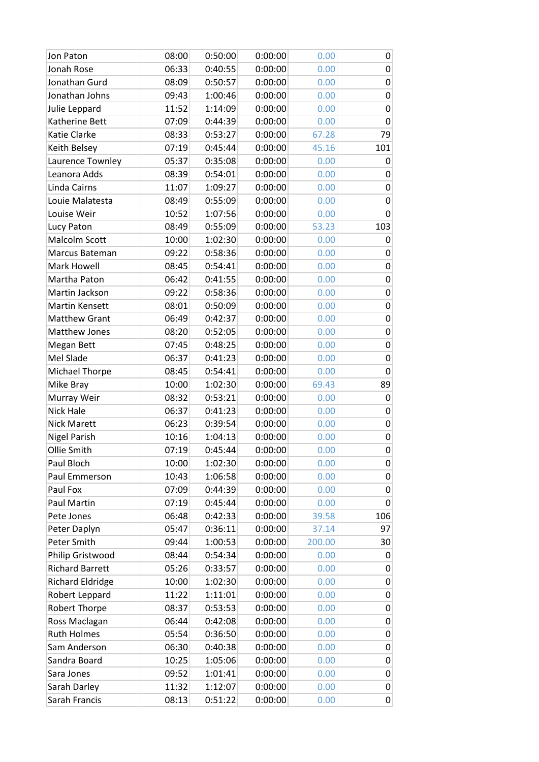| | | | | | |
|---|---|---|---|---|---|
| Jon Paton | 08:00 | 0:50:00 | 0:00:00 | 0.00 | 0 |
| Jonah Rose | 06:33 | 0:40:55 | 0:00:00 | 0.00 | 0 |
| Jonathan Gurd | 08:09 | 0:50:57 | 0:00:00 | 0.00 | 0 |
| Jonathan Johns | 09:43 | 1:00:46 | 0:00:00 | 0.00 | 0 |
| Julie Leppard | 11:52 | 1:14:09 | 0:00:00 | 0.00 | 0 |
| Katherine Bett | 07:09 | 0:44:39 | 0:00:00 | 0.00 | 0 |
| Katie Clarke | 08:33 | 0:53:27 | 0:00:00 | 67.28 | 79 |
| Keith Belsey | 07:19 | 0:45:44 | 0:00:00 | 45.16 | 101 |
| Laurence Townley | 05:37 | 0:35:08 | 0:00:00 | 0.00 | 0 |
| Leanora Adds | 08:39 | 0:54:01 | 0:00:00 | 0.00 | 0 |
| Linda Cairns | 11:07 | 1:09:27 | 0:00:00 | 0.00 | 0 |
| Louie Malatesta | 08:49 | 0:55:09 | 0:00:00 | 0.00 | 0 |
| Louise Weir | 10:52 | 1:07:56 | 0:00:00 | 0.00 | 0 |
| Lucy Paton | 08:49 | 0:55:09 | 0:00:00 | 53.23 | 103 |
| Malcolm Scott | 10:00 | 1:02:30 | 0:00:00 | 0.00 | 0 |
| Marcus Bateman | 09:22 | 0:58:36 | 0:00:00 | 0.00 | 0 |
| Mark Howell | 08:45 | 0:54:41 | 0:00:00 | 0.00 | 0 |
| Martha Paton | 06:42 | 0:41:55 | 0:00:00 | 0.00 | 0 |
| Martin Jackson | 09:22 | 0:58:36 | 0:00:00 | 0.00 | 0 |
| Martin Kensett | 08:01 | 0:50:09 | 0:00:00 | 0.00 | 0 |
| Matthew Grant | 06:49 | 0:42:37 | 0:00:00 | 0.00 | 0 |
| Matthew Jones | 08:20 | 0:52:05 | 0:00:00 | 0.00 | 0 |
| Megan Bett | 07:45 | 0:48:25 | 0:00:00 | 0.00 | 0 |
| Mel Slade | 06:37 | 0:41:23 | 0:00:00 | 0.00 | 0 |
| Michael Thorpe | 08:45 | 0:54:41 | 0:00:00 | 0.00 | 0 |
| Mike Bray | 10:00 | 1:02:30 | 0:00:00 | 69.43 | 89 |
| Murray Weir | 08:32 | 0:53:21 | 0:00:00 | 0.00 | 0 |
| Nick Hale | 06:37 | 0:41:23 | 0:00:00 | 0.00 | 0 |
| Nick Marett | 06:23 | 0:39:54 | 0:00:00 | 0.00 | 0 |
| Nigel Parish | 10:16 | 1:04:13 | 0:00:00 | 0.00 | 0 |
| Ollie Smith | 07:19 | 0:45:44 | 0:00:00 | 0.00 | 0 |
| Paul Bloch | 10:00 | 1:02:30 | 0:00:00 | 0.00 | 0 |
| Paul Emmerson | 10:43 | 1:06:58 | 0:00:00 | 0.00 | 0 |
| Paul Fox | 07:09 | 0:44:39 | 0:00:00 | 0.00 | 0 |
| Paul Martin | 07:19 | 0:45:44 | 0:00:00 | 0.00 | 0 |
| Pete Jones | 06:48 | 0:42:33 | 0:00:00 | 39.58 | 106 |
| Peter Daplyn | 05:47 | 0:36:11 | 0:00:00 | 37.14 | 97 |
| Peter Smith | 09:44 | 1:00:53 | 0:00:00 | 200.00 | 30 |
| Philip Gristwood | 08:44 | 0:54:34 | 0:00:00 | 0.00 | 0 |
| Richard Barrett | 05:26 | 0:33:57 | 0:00:00 | 0.00 | 0 |
| Richard Eldridge | 10:00 | 1:02:30 | 0:00:00 | 0.00 | 0 |
| Robert Leppard | 11:22 | 1:11:01 | 0:00:00 | 0.00 | 0 |
| Robert Thorpe | 08:37 | 0:53:53 | 0:00:00 | 0.00 | 0 |
| Ross Maclagan | 06:44 | 0:42:08 | 0:00:00 | 0.00 | 0 |
| Ruth Holmes | 05:54 | 0:36:50 | 0:00:00 | 0.00 | 0 |
| Sam Anderson | 06:30 | 0:40:38 | 0:00:00 | 0.00 | 0 |
| Sandra Board | 10:25 | 1:05:06 | 0:00:00 | 0.00 | 0 |
| Sara Jones | 09:52 | 1:01:41 | 0:00:00 | 0.00 | 0 |
| Sarah Darley | 11:32 | 1:12:07 | 0:00:00 | 0.00 | 0 |
| Sarah Francis | 08:13 | 0:51:22 | 0:00:00 | 0.00 | 0 |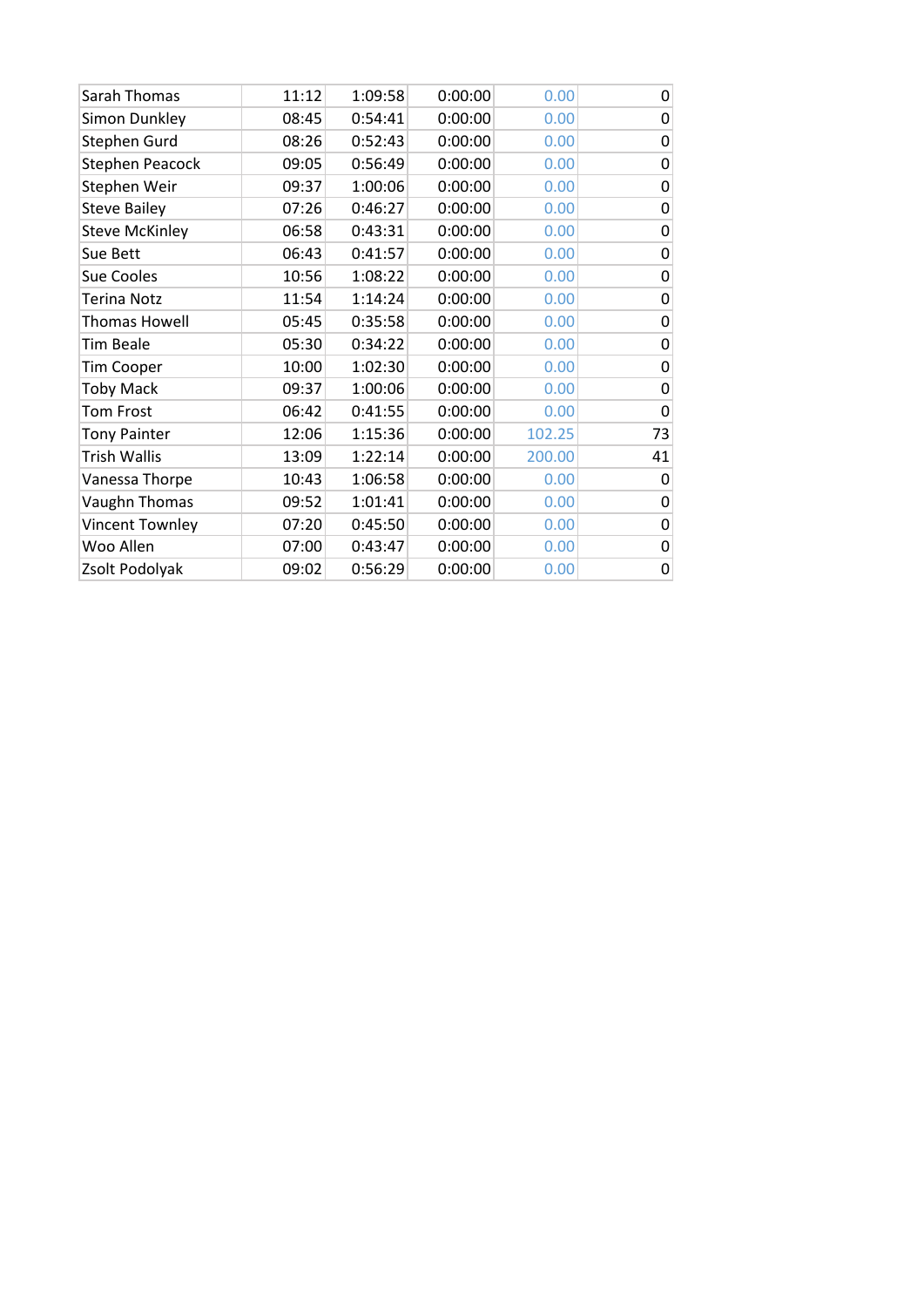| | | | | | |
|---|---|---|---|---|---|
| Sarah Thomas | 11:12 | 1:09:58 | 0:00:00 | 0.00 | 0 |
| Simon Dunkley | 08:45 | 0:54:41 | 0:00:00 | 0.00 | 0 |
| Stephen Gurd | 08:26 | 0:52:43 | 0:00:00 | 0.00 | 0 |
| Stephen Peacock | 09:05 | 0:56:49 | 0:00:00 | 0.00 | 0 |
| Stephen Weir | 09:37 | 1:00:06 | 0:00:00 | 0.00 | 0 |
| Steve Bailey | 07:26 | 0:46:27 | 0:00:00 | 0.00 | 0 |
| Steve McKinley | 06:58 | 0:43:31 | 0:00:00 | 0.00 | 0 |
| Sue Bett | 06:43 | 0:41:57 | 0:00:00 | 0.00 | 0 |
| Sue Cooles | 10:56 | 1:08:22 | 0:00:00 | 0.00 | 0 |
| Terina Notz | 11:54 | 1:14:24 | 0:00:00 | 0.00 | 0 |
| Thomas Howell | 05:45 | 0:35:58 | 0:00:00 | 0.00 | 0 |
| Tim Beale | 05:30 | 0:34:22 | 0:00:00 | 0.00 | 0 |
| Tim Cooper | 10:00 | 1:02:30 | 0:00:00 | 0.00 | 0 |
| Toby Mack | 09:37 | 1:00:06 | 0:00:00 | 0.00 | 0 |
| Tom Frost | 06:42 | 0:41:55 | 0:00:00 | 0.00 | 0 |
| Tony Painter | 12:06 | 1:15:36 | 0:00:00 | 102.25 | 73 |
| Trish Wallis | 13:09 | 1:22:14 | 0:00:00 | 200.00 | 41 |
| Vanessa Thorpe | 10:43 | 1:06:58 | 0:00:00 | 0.00 | 0 |
| Vaughn Thomas | 09:52 | 1:01:41 | 0:00:00 | 0.00 | 0 |
| Vincent Townley | 07:20 | 0:45:50 | 0:00:00 | 0.00 | 0 |
| Woo Allen | 07:00 | 0:43:47 | 0:00:00 | 0.00 | 0 |
| Zsolt Podolyak | 09:02 | 0:56:29 | 0:00:00 | 0.00 | 0 |